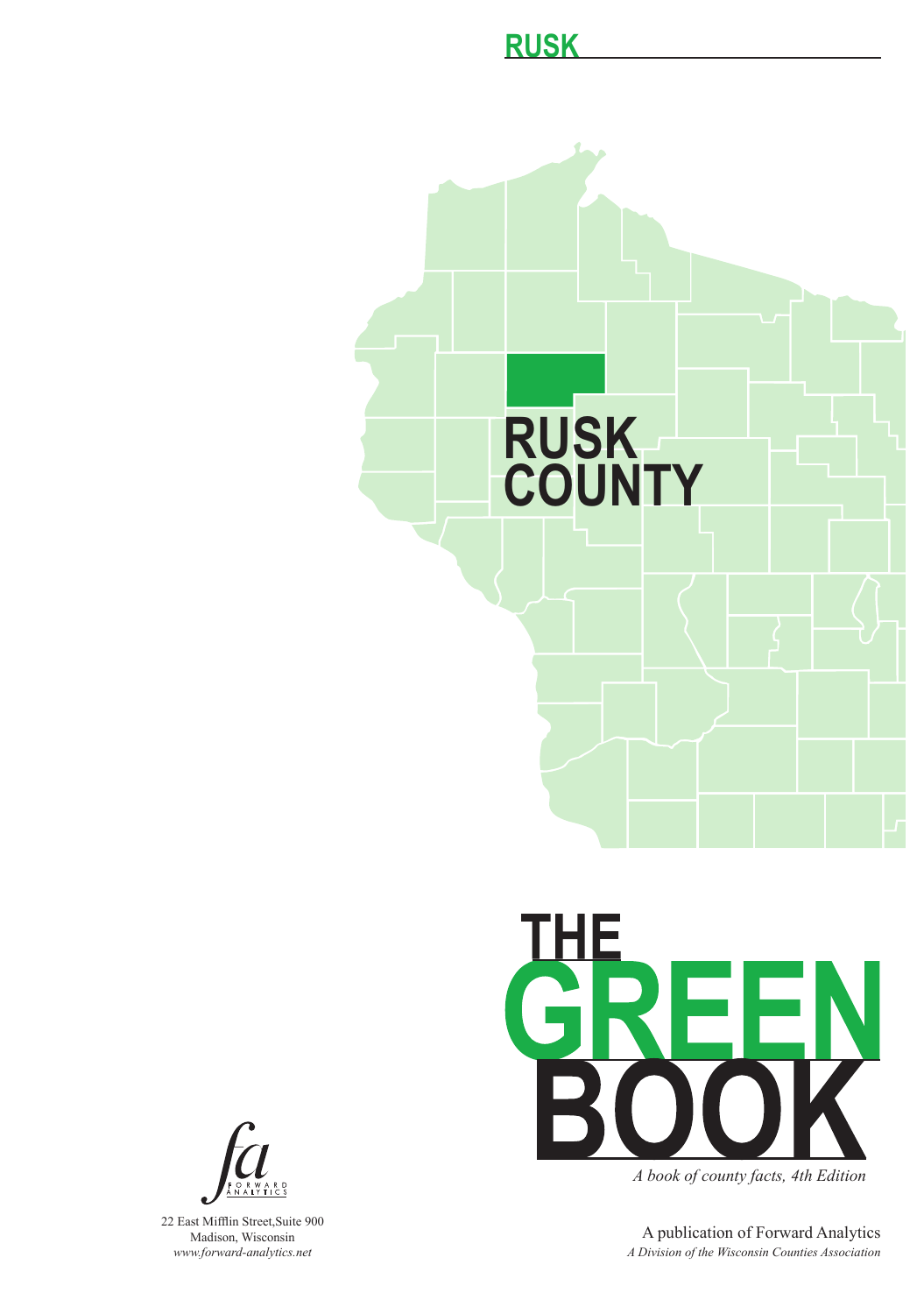# RUSK

RUSK COUNTY

# THE GREEN BOOK

*A book of county facts, 4th Edition*

A publication of Forward Analytics

*A Division of the Wisconsin Counties Association*

FORWARD ANALYTICS

22 East Mifflin Street,Suite 900
Madison, Wisconsin
*www.forward-analytics.net*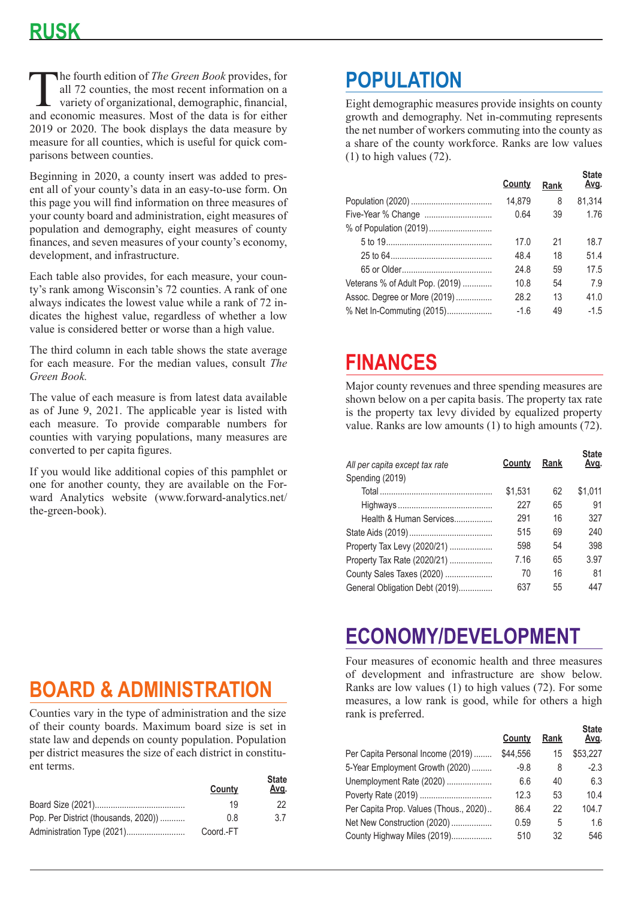# RUSK

The fourth edition of *The Green Book* provides, for all 72 counties, the most recent information on a variety of organizational, demographic, financial, and economic measures. Most of the data is for either 2019 or 2020. The book displays the data measure by measure for all counties, which is useful for quick comparisons between counties.

Beginning in 2020, a county insert was added to present all of your county's data in an easy-to-use form. On this page you will find information on three measures of your county board and administration, eight measures of population and demography, eight measures of county finances, and seven measures of your county's economy, development, and infrastructure.

Each table also provides, for each measure, your county's rank among Wisconsin's 72 counties. A rank of one always indicates the lowest value while a rank of 72 indicates the highest value, regardless of whether a low value is considered better or worse than a high value.

The third column in each table shows the state average for each measure. For the median values, consult *The Green Book.*

The value of each measure is from latest data available as of June 9, 2021. The applicable year is listed with each measure. To provide comparable numbers for counties with varying populations, many measures are converted to per capita figures.

If you would like additional copies of this pamphlet or one for another county, they are available on the Forward Analytics website (www.forward-analytics.net/the-green-book).

## BOARD & ADMINISTRATION

Counties vary in the type of administration and the size of their county boards. Maximum board size is set in state law and depends on county population. Population per district measures the size of each district in constituent terms.

| | County | State Avg. |
|---|---|---|
| Board Size (2021) | 19 | 22 |
| Pop. Per District (thousands, 2020)) | 0.8 | 3.7 |
| Administration Type (2021) | Coord.-FT | |

## POPULATION

Eight demographic measures provide insights on county growth and demography. Net in-commuting represents the net number of workers commuting into the county as a share of the county workforce. Ranks are low values (1) to high values (72).

| | County | Rank | State Avg. |
|---|---|---|---|
| Population (2020) | 14,879 | 8 | 81,314 |
| Five-Year % Change | 0.64 | 39 | 1.76 |
| % of Population (2019) | | | |
| 5 to 19 | 17.0 | 21 | 18.7 |
| 25 to 64 | 48.4 | 18 | 51.4 |
| 65 or Older | 24.8 | 59 | 17.5 |
| Veterans % of Adult Pop. (2019) | 10.8 | 54 | 7.9 |
| Assoc. Degree or More (2019) | 28.2 | 13 | 41.0 |
| % Net In-Commuting (2015) | -1.6 | 49 | -1.5 |

## FINANCES

Major county revenues and three spending measures are shown below on a per capita basis. The property tax rate is the property tax levy divided by equalized property value. Ranks are low amounts (1) to high amounts (72).

| *All per capita except tax rate* | County | Rank | State Avg. |
|---|---|---|---|
| Spending (2019) | | | |
| Total | $1,531 | 62 | $1,011 |
| Highways | 227 | 65 | 91 |
| Health & Human Services | 291 | 16 | 327 |
| State Aids (2019) | 515 | 69 | 240 |
| Property Tax Levy (2020/21) | 598 | 54 | 398 |
| Property Tax Rate (2020/21) | 7.16 | 65 | 3.97 |
| County Sales Taxes (2020) | 70 | 16 | 81 |
| General Obligation Debt (2019) | 637 | 55 | 447 |

## ECONOMY/DEVELOPMENT

Four measures of economic health and three measures of development and infrastructure are show below. Ranks are low values (1) to high values (72). For some measures, a low rank is good, while for others a high rank is preferred.

| | County | Rank | State Avg. |
|---|---|---|---|
| Per Capita Personal Income (2019) | $44,556 | 15 | $53,227 |
| 5-Year Employment Growth (2020) | -9.8 | 8 | -2.3 |
| Unemployment Rate (2020) | 6.6 | 40 | 6.3 |
| Poverty Rate (2019) | 12.3 | 53 | 10.4 |
| Per Capita Prop. Values (Thous., 2020) | 86.4 | 22 | 104.7 |
| Net New Construction (2020) | 0.59 | 5 | 1.6 |
| County Highway Miles (2019) | 510 | 32 | 546 |